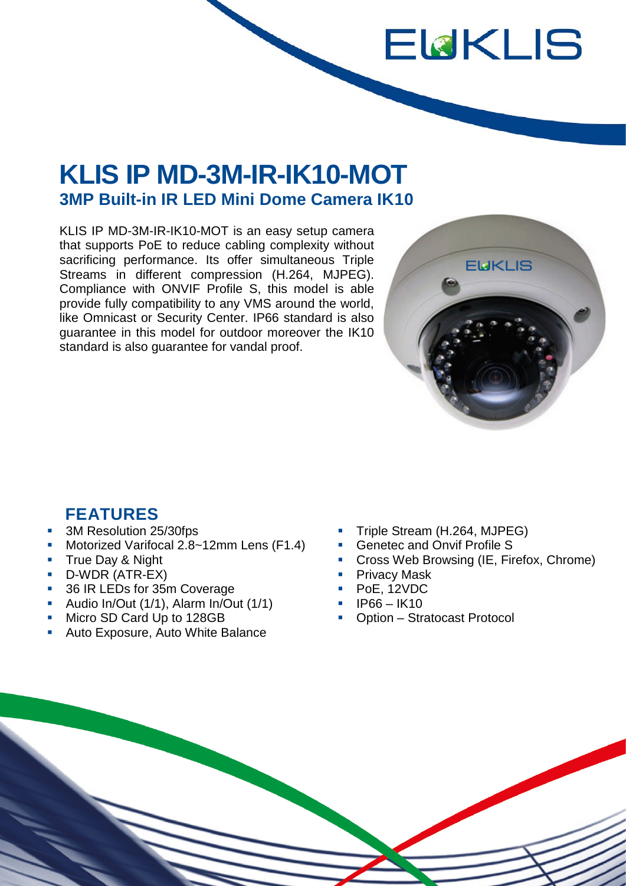# KLIS IP MD-3M-IR-IK10-MOT

## 3MP Built-in IR LED Mini Dome Camera IK10

KLIS IP MD-3M-IR-IK10-MOT is an easy setup camera that supports PoE to reduce cabling complexity without sacrificing performance. Its offer simultaneous Triple Streams in different compression (H.264, MJPEG). Compliance with ONVIF Profile S, this model is able provide fully compatibility to any VMS around the world, like Omnicast or Security Center. IP66 standard is also guarantee in this model for outdoor moreover the IK10 standard is also guarantee for vandal proof.

## FEATURES

- 3M Resolution 25/30fps
- Motorized Varifocal 2.8~12mm Lens (F1.4)
- True Day & Night
- D-WDR (ATR-EX)
- 36 IR LEDs for 35m Coverage
- Audio In/Out (1/1), Alarm In/Out (1/1)
- Micro SD Card Up to 128GB
- Auto Exposure, Auto White Balance
- Triple Stream (H.264, MJPEG)
- Genetec and Onvif Profile S
- Cross Web Browsing (IE, Firefox, Chrome)
- Privacy Mask
- PoE, 12VDC
- IP66 – IK10
- Option – Stratocast Protocol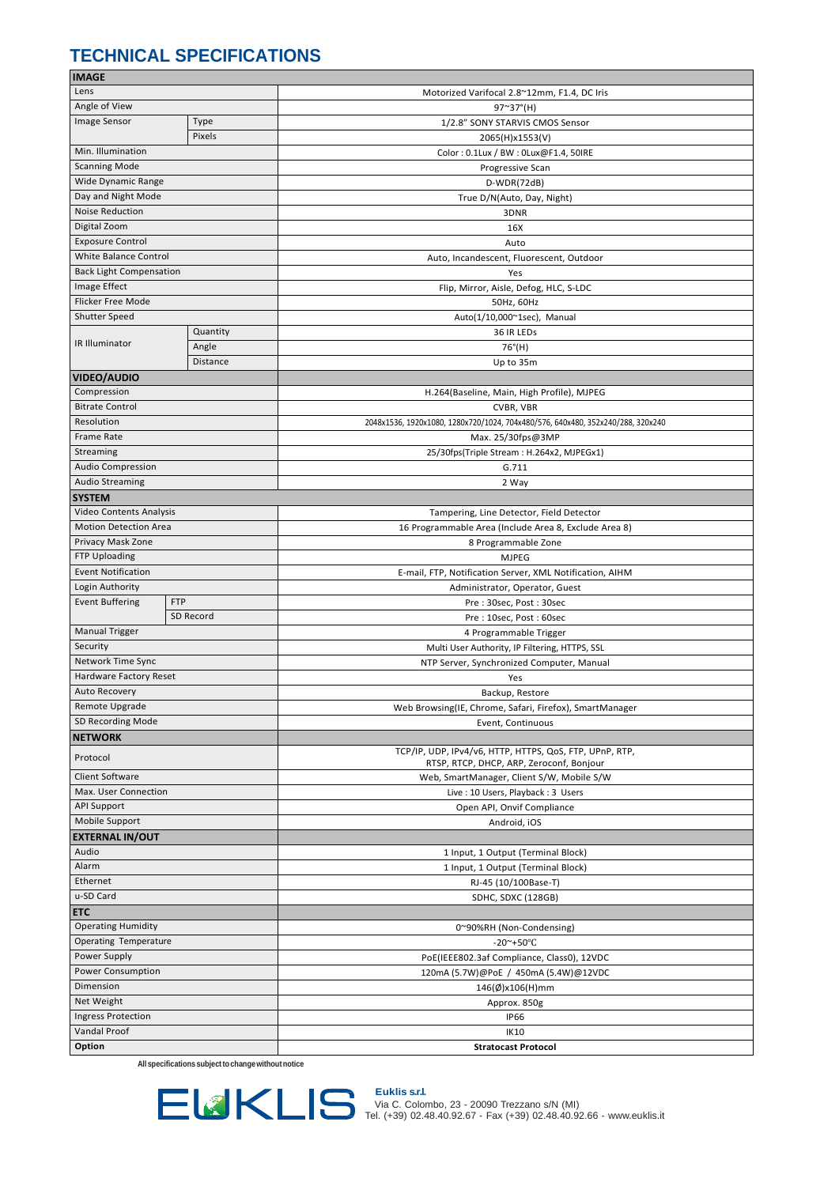# TECHNICAL SPECIFICATIONS

| | | |
|---|---|---|
| **IMAGE** | | |
| Lens | | Motorized Varifocal 2.8~12mm, F1.4, DC Iris |
| Angle of View | | 97~37°(H) |
| Image Sensor | Type | 1/2.8" SONY STARVIS CMOS Sensor |
| | Pixels | 2065(H)x1553(V) |
| Min. Illumination | | Color : 0.1Lux / BW : 0Lux@F1.4, 50IRE |
| Scanning Mode | | Progressive Scan |
| Wide Dynamic Range | | D-WDR(72dB) |
| Day and Night Mode | | True D/N(Auto, Day, Night) |
| Noise Reduction | | 3DNR |
| Digital Zoom | | 16X |
| Exposure Control | | Auto |
| White Balance Control | | Auto, Incandescent, Fluorescent, Outdoor |
| Back Light Compensation | | Yes |
| Image Effect | | Flip, Mirror, Aisle, Defog, HLC, S-LDC |
| Flicker Free Mode | | 50Hz, 60Hz |
| Shutter Speed | | Auto(1/10,000~1sec), Manual |
| IR Illuminator | Quantity | 36 IR LEDs |
| | Angle | 76°(H) |
| | Distance | Up to 35m |
| **VIDEO/AUDIO** | | |
| Compression | | H.264(Baseline, Main, High Profile), MJPEG |
| Bitrate Control | | CVBR, VBR |
| Resolution | | 2048x1536, 1920x1080, 1280x720/1024, 704x480/576, 640x480, 352x240/288, 320x240 |
| Frame Rate | | Max. 25/30fps@3MP |
| Streaming | | 25/30fps(Triple Stream : H.264x2, MJPEGx1) |
| Audio Compression | | G.711 |
| Audio Streaming | | 2 Way |
| **SYSTEM** | | |
| Video Contents Analysis | | Tampering, Line Detector, Field Detector |
| Motion Detection Area | | 16 Programmable Area (Include Area 8, Exclude Area 8) |
| Privacy Mask Zone | | 8 Programmable Zone |
| FTP Uploading | | MJPEG |
| Event Notification | | E-mail, FTP, Notification Server, XML Notification, AIHM |
| Login Authority | | Administrator, Operator, Guest |
| Event Buffering | FTP | Pre : 30sec, Post : 30sec |
| | SD Record | Pre : 10sec, Post : 60sec |
| Manual Trigger | | 4 Programmable Trigger |
| Security | | Multi User Authority, IP Filtering, HTTPS, SSL |
| Network Time Sync | | NTP Server, Synchronized Computer, Manual |
| Hardware Factory Reset | | Yes |
| Auto Recovery | | Backup, Restore |
| Remote Upgrade | | Web Browsing(IE, Chrome, Safari, Firefox), SmartManager |
| SD Recording Mode | | Event, Continuous |
| **NETWORK** | | |
| Protocol | | TCP/IP, UDP, IPv4/v6, HTTP, HTTPS, QoS, FTP, UPnP, RTP, RTSP, RTCP, DHCP, ARP, Zeroconf, Bonjour |
| Client Software | | Web, SmartManager, Client S/W, Mobile S/W |
| Max. User Connection | | Live : 10 Users, Playback : 3 Users |
| API Support | | Open API, Onvif Compliance |
| Mobile Support | | Android, iOS |
| **EXTERNAL IN/OUT** | | |
| Audio | | 1 Input, 1 Output (Terminal Block) |
| Alarm | | 1 Input, 1 Output (Terminal Block) |
| Ethernet | | RJ-45 (10/100Base-T) |
| u-SD Card | | SDHC, SDXC (128GB) |
| **ETC** | | |
| Operating Humidity | | 0~90%RH (Non-Condensing) |
| Operating Temperature | | -20~+50℃ |
| Power Supply | | PoE(IEEE802.3af Compliance, Class0), 12VDC |
| Power Consumption | | 120mA (5.7W)@PoE / 450mA (5.4W)@12VDC |
| Dimension | | 146(Ø)x106(H)mm |
| Net Weight | | Approx. 850g |
| Ingress Protection | | IP66 |
| Vandal Proof | | IK10 |
| **Option** | | **Stratocast Protocol** |

All specifications subject to change without notice

EUKLIS

**Euklis s.r.l.**
Via C. Colombo, 23 - 20090 Trezzano s/N (MI)
Tel. (+39) 02.48.40.92.67 - Fax (+39) 02.48.40.92.66 - www.euklis.it